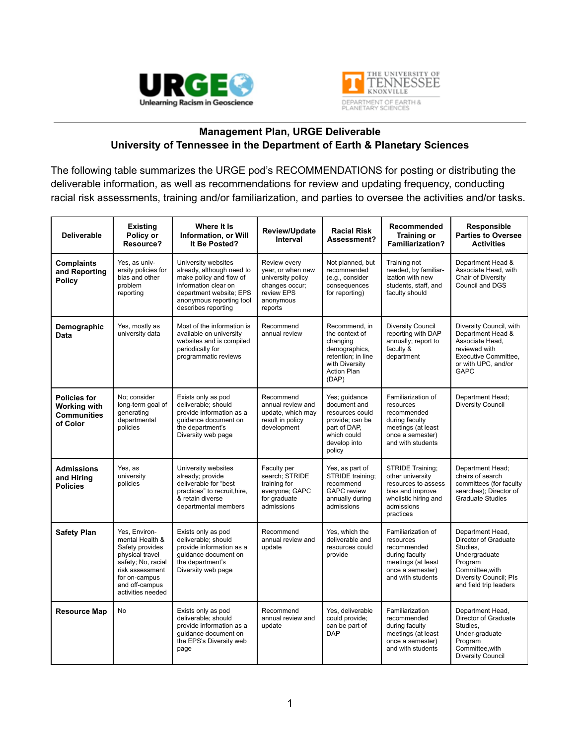## Management Plan, URGE Deliverable
## University of Tennessee in the Department of Earth & Planetary Sciences

The following table summarizes the URGE pod's RECOMMENDATIONS for posting or distributing the deliverable information, as well as recommendations for review and updating frequency, conducting racial risk assessments, training and/or familiarization, and parties to oversee the activities and/or tasks.

| Deliverable | Existing Policy or Resource? | Where It Is Information, or Will It Be Posted? | Review/Update Interval | Racial Risk Assessment? | Recommended Training or Familiarization? | Responsible Parties to Oversee Activities |
|---|---|---|---|---|---|---|
| **Complaints and Reporting Policy** | Yes, as university policies for bias and other problem reporting | University websites already, although need to make policy and flow of information clear on department website; EPS anonymous reporting tool describes reporting | Review every year, or when new university policy changes occur; review EPS anonymous reports | Not planned, but recommended (e.g., consider consequences for reporting) | Training not needed, by familiarization with new students, staff, and faculty should | Department Head & Associate Head, with Chair of Diversity Council and DGS |
| **Demographic Data** | Yes, mostly as university data | Most of the information is available on university websites and is compiled periodically for programmatic reviews | Recommend annual review | Recommend, in the context of changing demographics, retention; in line with Diversity Action Plan (DAP) | Diversity Council reporting with DAP annually; report to faculty & department | Diversity Council, with Department Head & Associate Head, reviewed with Executive Committee, or with UPC, and/or GAPC |
| **Policies for Working with Communities of Color** | No; consider long-term goal of generating departmental policies | Exists only as pod deliverable; should provide information as a guidance document on the department's Diversity web page | Recommend annual review and update, which may result in policy development | Yes; guidance document and resources could provide; can be part of DAP, which could develop into policy | Familiarization of resources recommended during faculty meetings (at least once a semester) and with students | Department Head; Diversity Council |
| **Admissions and Hiring Policies** | Yes, as university policies | University websites already; provide deliverable for "best practices" to recruit,hire, & retain diverse departmental members | Faculty per search; STRIDE training for everyone; GAPC for graduate admissions | Yes, as part of STRIDE training; recommend GAPC review annually during admissions | STRIDE Training; other university resources to assess bias and improve wholistic hiring and admissions practices | Department Head; chairs of search committees (for faculty searches); Director of Graduate Studies |
| **Safety Plan** | Yes, Environmental Health & Safety provides physical travel safety; No, racial risk assessment for on-campus and off-campus activities needed | Exists only as pod deliverable; should provide information as a guidance document on the department's Diversity web page | Recommend annual review and update | Yes, which the deliverable and resources could provide | Familiarization of resources recommended during faculty meetings (at least once a semester) and with students | Department Head, Director of Graduate Studies, Undergraduate Program Committee,with Diversity Council; PIs and field trip leaders |
| **Resource Map** | No | Exists only as pod deliverable; should provide information as a guidance document on the EPS's Diversity web page | Recommend annual review and update | Yes, deliverable could provide; can be part of DAP | Familiarization recommended during faculty meetings (at least once a semester) and with students | Department Head, Director of Graduate Studies, Under-graduate Program Committee,with Diversity Council |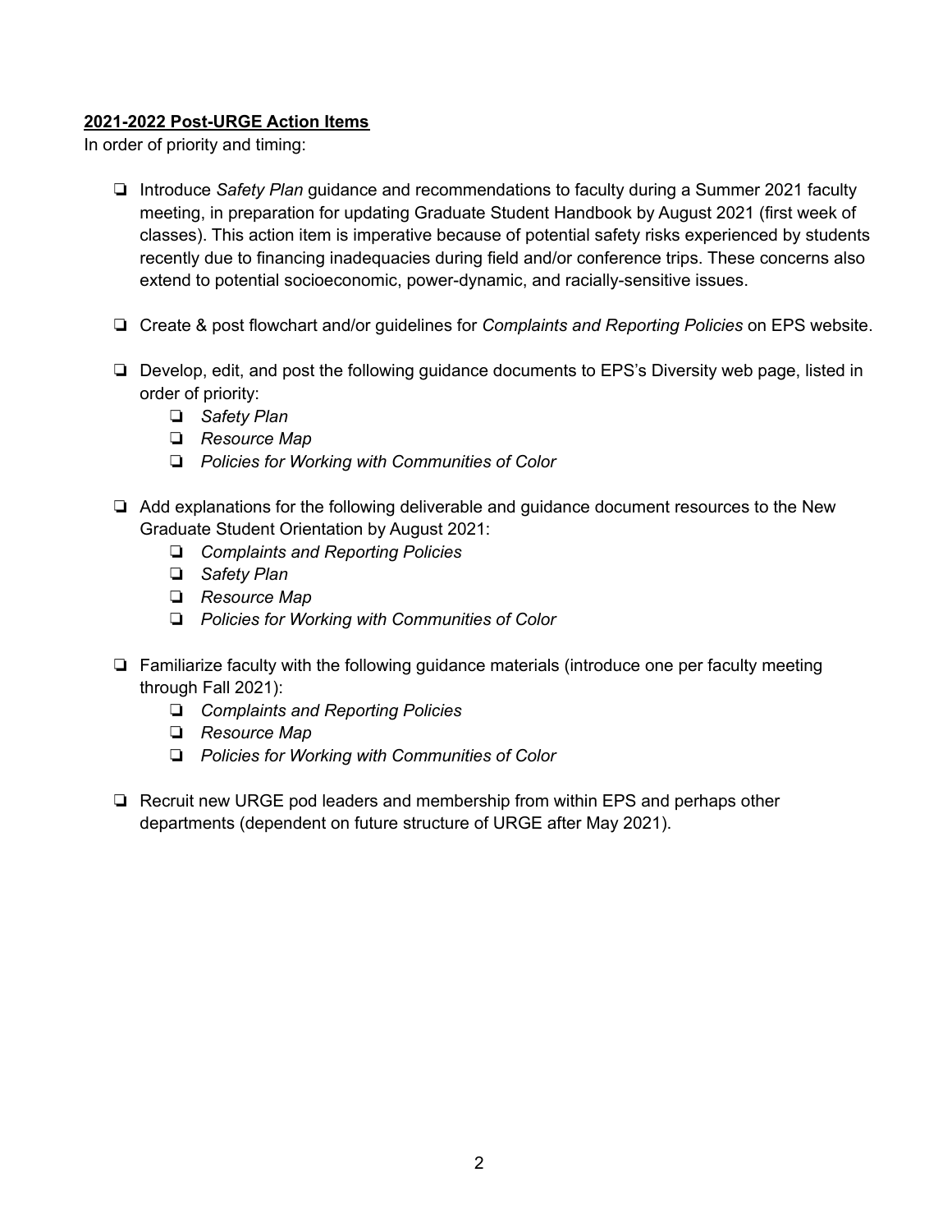**2021-2022 Post-URGE Action Items**

In order of priority and timing:

- Introduce *Safety Plan* guidance and recommendations to faculty during a Summer 2021 faculty meeting, in preparation for updating Graduate Student Handbook by August 2021 (first week of classes). This action item is imperative because of potential safety risks experienced by students recently due to financing inadequacies during field and/or conference trips. These concerns also extend to potential socioeconomic, power-dynamic, and racially-sensitive issues.

- Create & post flowchart and/or guidelines for *Complaints and Reporting Policies* on EPS website.

- Develop, edit, and post the following guidance documents to EPS's Diversity web page, listed in order of priority:
  - *Safety Plan*
  - *Resource Map*
  - *Policies for Working with Communities of Color*

- Add explanations for the following deliverable and guidance document resources to the New Graduate Student Orientation by August 2021:
  - *Complaints and Reporting Policies*
  - *Safety Plan*
  - *Resource Map*
  - *Policies for Working with Communities of Color*

- Familiarize faculty with the following guidance materials (introduce one per faculty meeting through Fall 2021):
  - *Complaints and Reporting Policies*
  - *Resource Map*
  - *Policies for Working with Communities of Color*

- Recruit new URGE pod leaders and membership from within EPS and perhaps other departments (dependent on future structure of URGE after May 2021).